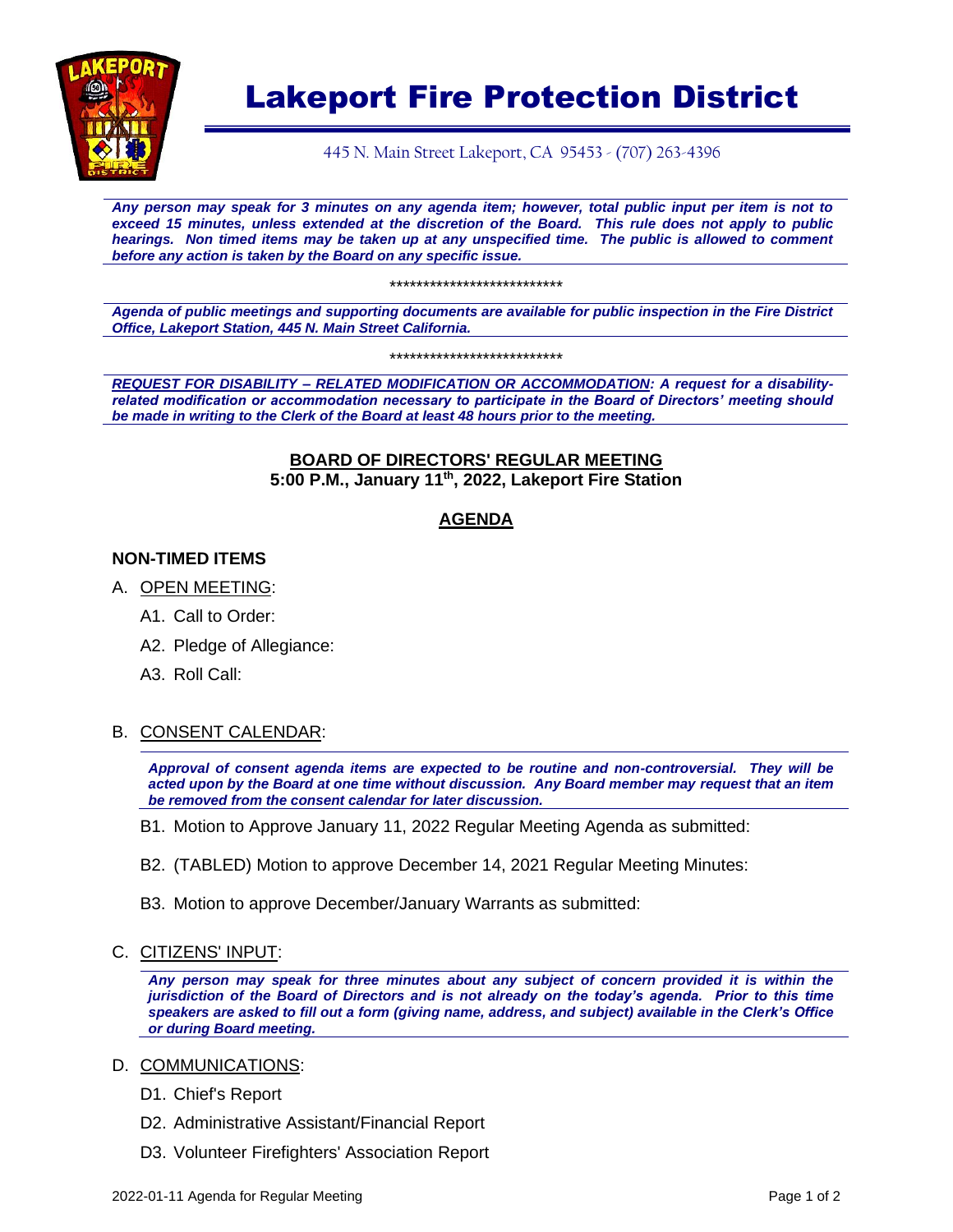# Lakeport Fire Protection District

445 N. Main Street Lakeport, CA 95453 - (707) 263-4396

***Any person may speak for 3 minutes on any agenda item; however, total public input per item is not to exceed 15 minutes, unless extended at the discretion of the Board. This rule does not apply to public hearings. Non timed items may be taken up at any unspecified time. The public is allowed to comment before any action is taken by the Board on any specific issue.***

**************************

***Agenda of public meetings and supporting documents are available for public inspection in the Fire District Office, Lakeport Station, 445 N. Main Street California.***

**************************

***REQUEST FOR DISABILITY – RELATED MODIFICATION OR ACCOMMODATION: A request for a disability-related modification or accommodation necessary to participate in the Board of Directors' meeting should be made in writing to the Clerk of the Board at least 48 hours prior to the meeting.***

## BOARD OF DIRECTORS' REGULAR MEETING

**5:00 P.M., January 11th, 2022, Lakeport Fire Station**

## AGENDA

### NON-TIMED ITEMS

A. OPEN MEETING:

- A1. Call to Order:
- A2. Pledge of Allegiance:
- A3. Roll Call:

B. CONSENT CALENDAR:

***Approval of consent agenda items are expected to be routine and non-controversial. They will be acted upon by the Board at one time without discussion. Any Board member may request that an item be removed from the consent calendar for later discussion.***

- B1. Motion to Approve January 11, 2022 Regular Meeting Agenda as submitted:
- B2. (TABLED) Motion to approve December 14, 2021 Regular Meeting Minutes:
- B3. Motion to approve December/January Warrants as submitted:

C. CITIZENS' INPUT:

***Any person may speak for three minutes about any subject of concern provided it is within the jurisdiction of the Board of Directors and is not already on the today's agenda. Prior to this time speakers are asked to fill out a form (giving name, address, and subject) available in the Clerk's Office or during Board meeting.***

D. COMMUNICATIONS:

- D1. Chief's Report
- D2. Administrative Assistant/Financial Report
- D3. Volunteer Firefighters' Association Report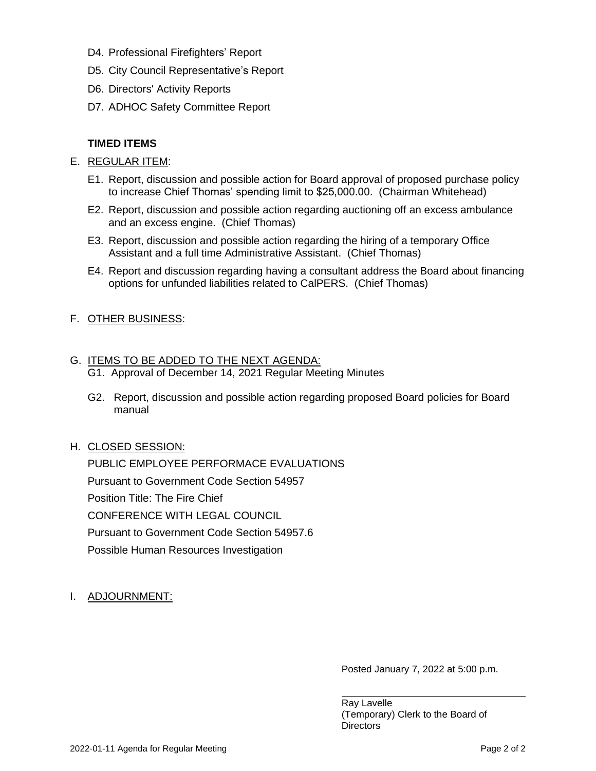D4. Professional Firefighters' Report

D5. City Council Representative's Report

D6. Directors' Activity Reports

D7. ADHOC Safety Committee Report

**TIMED ITEMS**

E. REGULAR ITEM:

E1. Report, discussion and possible action for Board approval of proposed purchase policy to increase Chief Thomas' spending limit to $25,000.00. (Chairman Whitehead)

E2. Report, discussion and possible action regarding auctioning off an excess ambulance and an excess engine. (Chief Thomas)

E3. Report, discussion and possible action regarding the hiring of a temporary Office Assistant and a full time Administrative Assistant. (Chief Thomas)

E4. Report and discussion regarding having a consultant address the Board about financing options for unfunded liabilities related to CalPERS. (Chief Thomas)

F. OTHER BUSINESS:

G. ITEMS TO BE ADDED TO THE NEXT AGENDA:

G1. Approval of December 14, 2021 Regular Meeting Minutes

G2. Report, discussion and possible action regarding proposed Board policies for Board manual

H. CLOSED SESSION:

PUBLIC EMPLOYEE PERFORMACE EVALUATIONS

Pursuant to Government Code Section 54957

Position Title: The Fire Chief

CONFERENCE WITH LEGAL COUNCIL

Pursuant to Government Code Section 54957.6

Possible Human Resources Investigation

I. ADJOURNMENT:

Posted January 7, 2022 at 5:00 p.m.

Ray Lavelle
(Temporary) Clerk to the Board of Directors